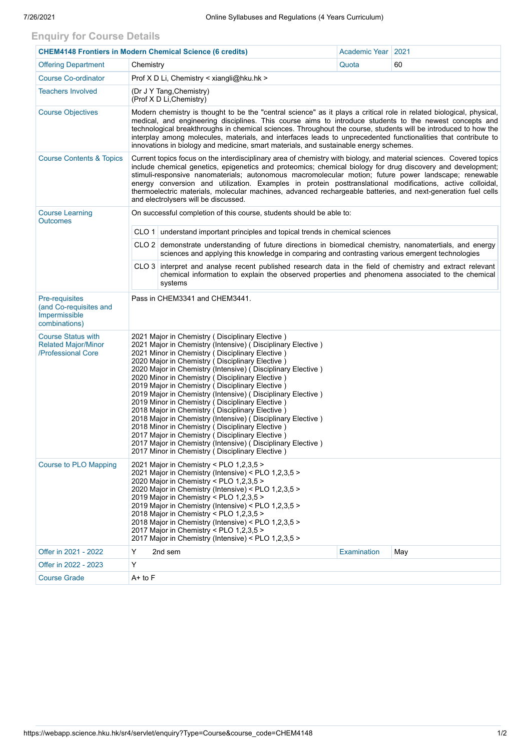## Enquiry for Course Details

| CHEM4148 Frontiers in Modern Chemical Science (6 credits) | | Academic Year | 2021 |
|---|---|---|---|
| Offering Department | Chemistry | Quota | 60 |
| Course Co-ordinator | Prof X D Li, Chemistry < xiangli@hku.hk > | | |
| Teachers Involved | (Dr J Y Tang,Chemistry)<br>(Prof X D Li,Chemistry) | | |
| Course Objectives | Modern chemistry is thought to be the "central science" as it plays a critical role in related biological, physical, medical, and engineering disciplines. This course aims to introduce students to the newest concepts and technological breakthroughs in chemical sciences. Throughout the course, students will be introduced to how the interplay among molecules, materials, and interfaces leads to unprecedented functionalities that contribute to innovations in biology and medicine, smart materials, and sustainable energy schemes. | | |
| Course Contents & Topics | Current topics focus on the interdisciplinary area of chemistry with biology, and material sciences. Covered topics include chemical genetics, epigenetics and proteomics; chemical biology for drug discovery and development; stimuli-responsive nanomaterials; autonomous macromolecular motion; future power landscape; renewable energy conversion and utilization. Examples in protein posttranslational modifications, active colloidal, thermoelectric materials, molecular machines, advanced rechargeable batteries, and next-generation fuel cells and electrolysers will be discussed. | | |
| Course Learning Outcomes | On successful completion of this course, students should be able to:<br>CLO 1 understand important principles and topical trends in chemical sciences<br>CLO 2 demonstrate understanding of future directions in biomedical chemistry, nanomatertials, and energy sciences and applying this knowledge in comparing and contrasting various emergent technologies<br>CLO 3 interpret and analyse recent published research data in the field of chemistry and extract relevant chemical information to explain the observed properties and phenomena associated to the chemical systems | | |
| Pre-requisites (and Co-requisites and Impermissible combinations) | Pass in CHEM3341 and CHEM3441. | | |
| Course Status with Related Major/Minor /Professional Core | 2021 Major in Chemistry ( Disciplinary Elective )<br>2021 Major in Chemistry (Intensive) ( Disciplinary Elective )<br>2021 Minor in Chemistry ( Disciplinary Elective )<br>2020 Major in Chemistry ( Disciplinary Elective )<br>2020 Major in Chemistry (Intensive) ( Disciplinary Elective )<br>2020 Minor in Chemistry ( Disciplinary Elective )<br>2019 Major in Chemistry ( Disciplinary Elective )<br>2019 Major in Chemistry (Intensive) ( Disciplinary Elective )<br>2019 Minor in Chemistry ( Disciplinary Elective )<br>2018 Major in Chemistry ( Disciplinary Elective )<br>2018 Major in Chemistry (Intensive) ( Disciplinary Elective )<br>2018 Minor in Chemistry ( Disciplinary Elective )<br>2017 Major in Chemistry ( Disciplinary Elective )<br>2017 Major in Chemistry (Intensive) ( Disciplinary Elective )<br>2017 Minor in Chemistry ( Disciplinary Elective ) | | |
| Course to PLO Mapping | 2021 Major in Chemistry < PLO 1,2,3,5 ><br>2021 Major in Chemistry (Intensive) < PLO 1,2,3,5 ><br>2020 Major in Chemistry < PLO 1,2,3,5 ><br>2020 Major in Chemistry (Intensive) < PLO 1,2,3,5 ><br>2019 Major in Chemistry < PLO 1,2,3,5 ><br>2019 Major in Chemistry (Intensive) < PLO 1,2,3,5 ><br>2018 Major in Chemistry < PLO 1,2,3,5 ><br>2018 Major in Chemistry (Intensive) < PLO 1,2,3,5 ><br>2017 Major in Chemistry < PLO 1,2,3,5 ><br>2017 Major in Chemistry (Intensive) < PLO 1,2,3,5 > | | |
| Offer in 2021 - 2022 | Y 2nd sem | Examination | May |
| Offer in 2022 - 2023 | Y | | |
| Course Grade | A+ to F | | |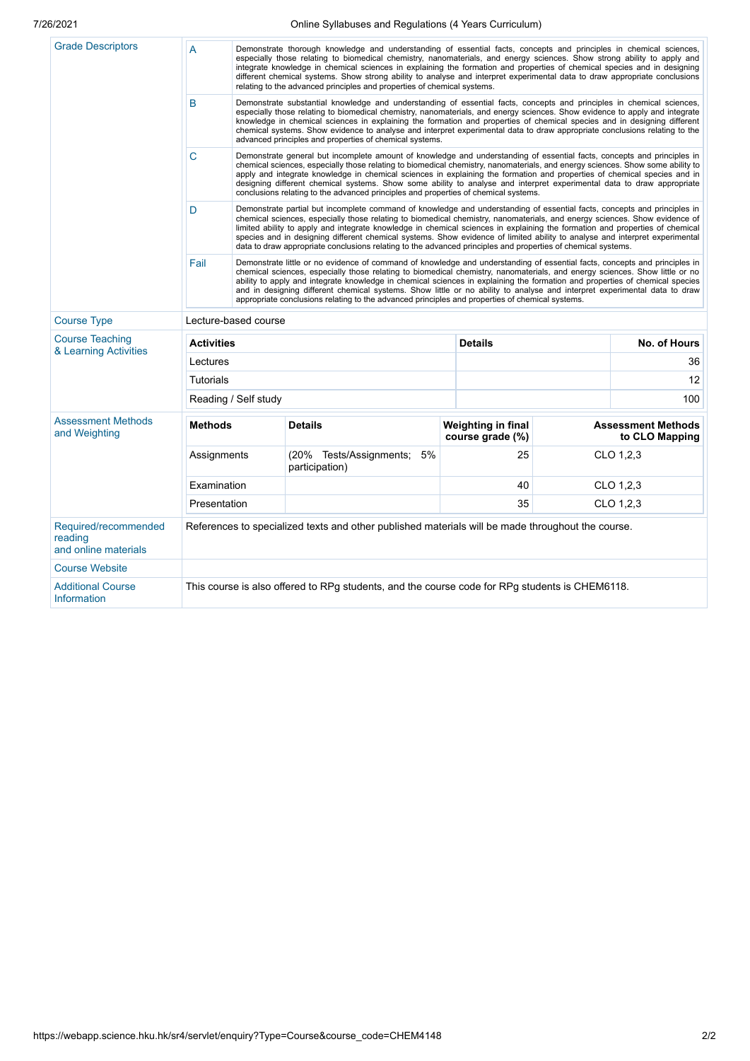| | |
|---|---|
| Grade Descriptors | **A** — Demonstrate thorough knowledge and understanding of essential facts, concepts and principles in chemical sciences, especially those relating to biomedical chemistry, nanomaterials, and energy sciences. Show strong ability to apply and integrate knowledge in chemical sciences in explaining the formation and properties of chemical species and in designing different chemical systems. Show strong ability to analyse and interpret experimental data to draw appropriate conclusions relating to the advanced principles and properties of chemical systems. |
| | **B** — Demonstrate substantial knowledge and understanding of essential facts, concepts and principles in chemical sciences, especially those relating to biomedical chemistry, nanomaterials, and energy sciences. Show evidence to apply and integrate knowledge in chemical sciences in explaining the formation and properties of chemical species and in designing different chemical systems. Show evidence to analyse and interpret experimental data to draw appropriate conclusions relating to the advanced principles and properties of chemical systems. |
| | **C** — Demonstrate general but incomplete amount of knowledge and understanding of essential facts, concepts and principles in chemical sciences, especially those relating to biomedical chemistry, nanomaterials, and energy sciences. Show some ability to apply and integrate knowledge in chemical sciences in explaining the formation and properties of chemical species and in designing different chemical systems. Show some ability to analyse and interpret experimental data to draw appropriate conclusions relating to the advanced principles and properties of chemical systems. |
| | **D** — Demonstrate partial but incomplete command of knowledge and understanding of essential facts, concepts and principles in chemical sciences, especially those relating to biomedical chemistry, nanomaterials, and energy sciences. Show evidence of limited ability to apply and integrate knowledge in chemical sciences in explaining the formation and properties of chemical species and in designing different chemical systems. Show evidence of limited ability to analyse and interpret experimental data to draw appropriate conclusions relating to the advanced principles and properties of chemical systems. |
| | **Fail** — Demonstrate little or no evidence of command of knowledge and understanding of essential facts, concepts and principles in chemical sciences, especially those relating to biomedical chemistry, nanomaterials, and energy sciences. Show little or no ability to apply and integrate knowledge in chemical sciences in explaining the formation and properties of chemical species and in designing different chemical systems. Show little or no ability to analyse and interpret experimental data to draw appropriate conclusions relating to the advanced principles and properties of chemical systems. |
| Course Type | Lecture-based course |

**Course Teaching & Learning Activities**

| Activities | Details | No. of Hours |
|---|---|---|
| Lectures | | 36 |
| Tutorials | | 12 |
| Reading / Self study | | 100 |

**Assessment Methods and Weighting**

| Methods | Details | Weighting in final course grade (%) | Assessment Methods to CLO Mapping |
|---|---|---|---|
| Assignments | (20% Tests/Assignments; 5% participation) | 25 | CLO 1,2,3 |
| Examination | | 40 | CLO 1,2,3 |
| Presentation | | 35 | CLO 1,2,3 |

| | |
|---|---|
| Required/recommended reading and online materials | References to specialized texts and other published materials will be made throughout the course. |
| Course Website | |
| Additional Course Information | This course is also offered to RPg students, and the course code for RPg students is CHEM6118. |